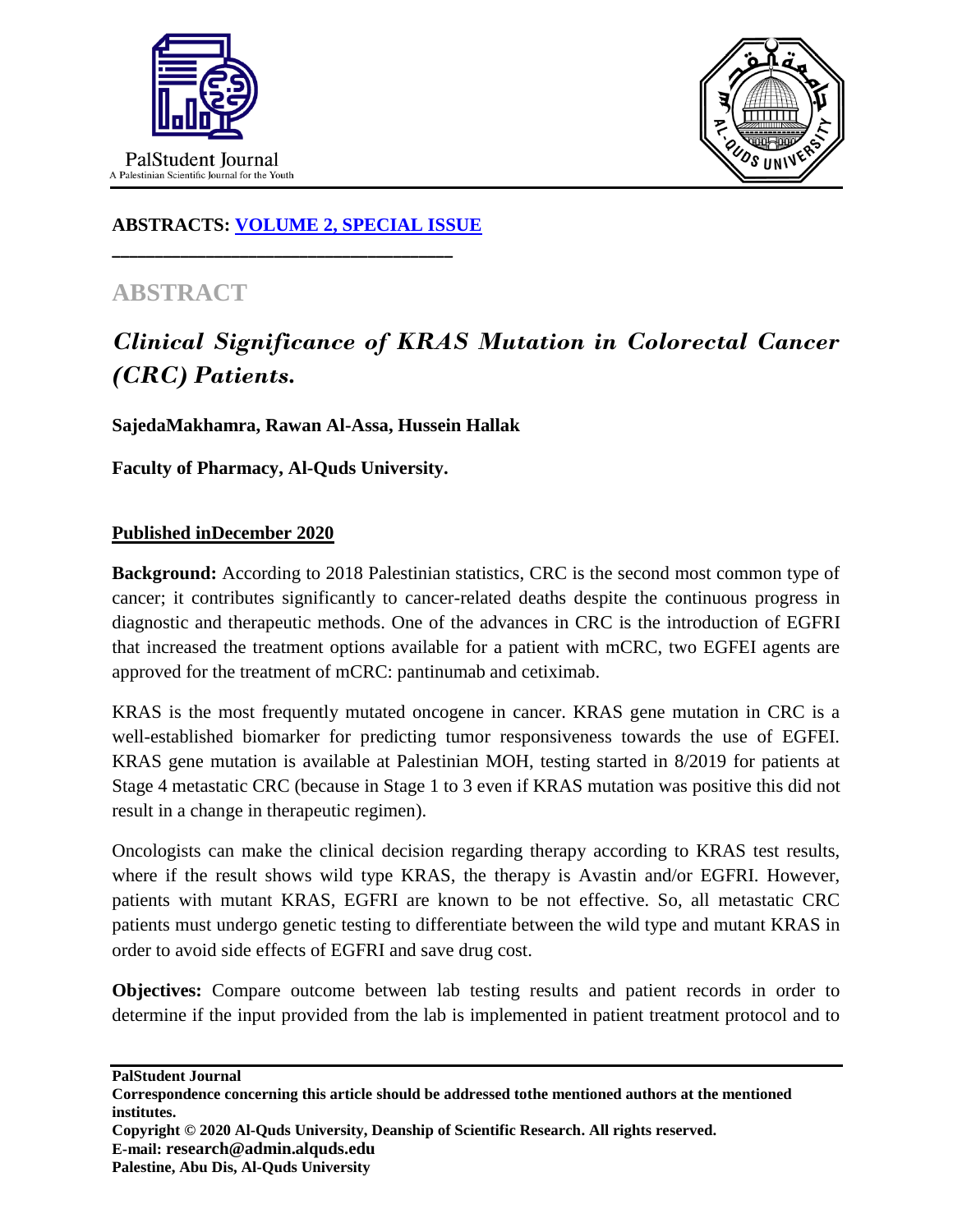**ABSTRACTS: [VOLUME 2, SPECIAL ISSUE]()**

## ABSTRACT

# *Clinical Significance of KRAS Mutation in Colorectal Cancer (CRC) Patients.*

**SajedaMakhamra, Rawan Al-Assa, Hussein Hallak**

**Faculty of Pharmacy, Al-Quds University.**

**Published inDecember 2020**

**Background:** According to 2018 Palestinian statistics, CRC is the second most common type of cancer; it contributes significantly to cancer-related deaths despite the continuous progress in diagnostic and therapeutic methods. One of the advances in CRC is the introduction of EGFRI that increased the treatment options available for a patient with mCRC, two EGFEI agents are approved for the treatment of mCRC: pantinumab and cetiximab.

KRAS is the most frequently mutated oncogene in cancer. KRAS gene mutation in CRC is a well-established biomarker for predicting tumor responsiveness towards the use of EGFEI. KRAS gene mutation is available at Palestinian MOH, testing started in 8/2019 for patients at Stage 4 metastatic CRC (because in Stage 1 to 3 even if KRAS mutation was positive this did not result in a change in therapeutic regimen).

Oncologists can make the clinical decision regarding therapy according to KRAS test results, where if the result shows wild type KRAS, the therapy is Avastin and/or EGFRI. However, patients with mutant KRAS, EGFRI are known to be not effective. So, all metastatic CRC patients must undergo genetic testing to differentiate between the wild type and mutant KRAS in order to avoid side effects of EGFRI and save drug cost.

**Objectives:** Compare outcome between lab testing results and patient records in order to determine if the input provided from the lab is implemented in patient treatment protocol and to

**PalStudent Journal**
**Correspondence concerning this article should be addressed tothe mentioned authors at the mentioned institutes.**
**Copyright © 2020 Al-Quds University, Deanship of Scientific Research. All rights reserved.**
**E-mail: research@admin.alquds.edu**
**Palestine, Abu Dis, Al-Quds University**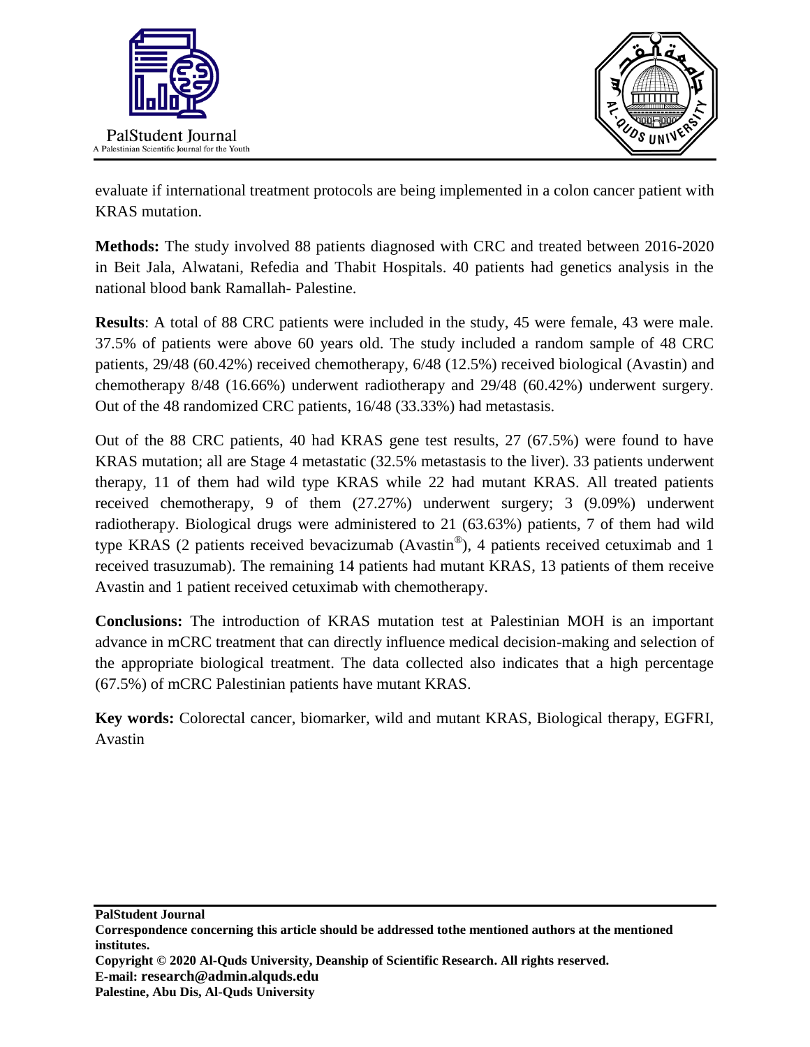evaluate if international treatment protocols are being implemented in a colon cancer patient with KRAS mutation.

**Methods:** The study involved 88 patients diagnosed with CRC and treated between 2016-2020 in Beit Jala, Alwatani, Refedia and Thabit Hospitals. 40 patients had genetics analysis in the national blood bank Ramallah- Palestine.

**Results**: A total of 88 CRC patients were included in the study, 45 were female, 43 were male. 37.5% of patients were above 60 years old. The study included a random sample of 48 CRC patients, 29/48 (60.42%) received chemotherapy, 6/48 (12.5%) received biological (Avastin) and chemotherapy 8/48 (16.66%) underwent radiotherapy and 29/48 (60.42%) underwent surgery. Out of the 48 randomized CRC patients, 16/48 (33.33%) had metastasis.

Out of the 88 CRC patients, 40 had KRAS gene test results, 27 (67.5%) were found to have KRAS mutation; all are Stage 4 metastatic (32.5% metastasis to the liver). 33 patients underwent therapy, 11 of them had wild type KRAS while 22 had mutant KRAS. All treated patients received chemotherapy, 9 of them (27.27%) underwent surgery; 3 (9.09%) underwent radiotherapy. Biological drugs were administered to 21 (63.63%) patients, 7 of them had wild type KRAS (2 patients received bevacizumab (Avastin®), 4 patients received cetuximab and 1 received trasuzumab). The remaining 14 patients had mutant KRAS, 13 patients of them receive Avastin and 1 patient received cetuximab with chemotherapy.

**Conclusions:** The introduction of KRAS mutation test at Palestinian MOH is an important advance in mCRC treatment that can directly influence medical decision-making and selection of the appropriate biological treatment. The data collected also indicates that a high percentage (67.5%) of mCRC Palestinian patients have mutant KRAS.

**Key words:** Colorectal cancer, biomarker, wild and mutant KRAS, Biological therapy, EGFRI, Avastin